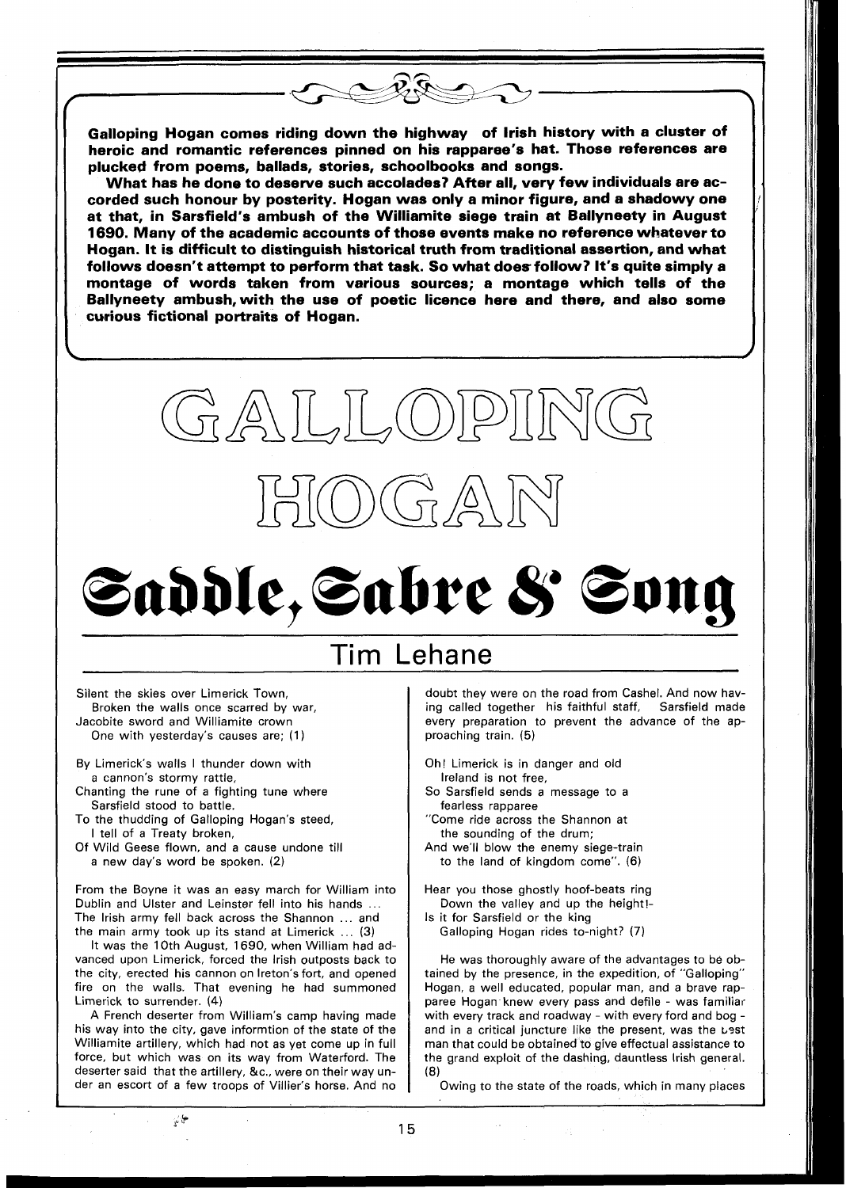**Galloping Hogan comes riding down the highway of Irish history with a cluster of heroic and romantic references pinned on his rapparee's hat. Those references are plucked from poems, ballads, stories, schoolbooks and songs.**

**What has he done to deserve such accolades? After all, very few individuals are accorded such honour by posterity. Hogan was only a minor figure, and a shadowy one at that, in Sarsfield's ambush of the Williamite siege train at Ballyneety in August 1690. Many of the academic accounts of those events make no reference whatever to Hogan. It is difficult to distinguish historical truth from traditional assertion, and what follows doesn't attempt to perform that task. So what does follow? It's quite simply a montage of words taken from various sources; a montage which tells of the Ballyneety ambush, with the use of poetic licence here and there, and also some curious fictional portraits of Hogan.**

# GALLOPING HOGAN

## Saddle, Sabre & Song

### Tim Lehane

Silent the skies over Limerick Town,
Broken the walls once scarred by war,
Jacobite sword and Williamite crown
One with yesterday's causes are; (1)

By Limerick's walls I thunder down with
a cannon's stormy rattle,
Chanting the rune of a fighting tune where
Sarsfield stood to battle.
To the thudding of Galloping Hogan's steed,
I tell of a Treaty broken,
Of Wild Geese flown, and a cause undone till
a new day's word be spoken. (2)

From the Boyne it was an easy march for William into Dublin and Ulster and Leinster fell into his hands ... The Irish army fell back across the Shannon ... and the main army took up its stand at Limerick ... (3)

It was the 10th August, 1690, when William had advanced upon Limerick, forced the Irish outposts back to the city, erected his cannon on Ireton's fort, and opened fire on the walls. That evening he had summoned Limerick to surrender. (4)

A French deserter from William's camp having made his way into the city, gave informtion of the state of the Williamite artillery, which had not as yet come up in full force, but which was on its way from Waterford. The deserter said that the artillery, &c., were on their way under an escort of a few troops of Villier's horse. And no doubt they were on the road from Cashel. And now having called together his faithful staff, Sarsfield made every preparation to prevent the advance of the approaching train. (5)

Oh! Limerick is in danger and old
Ireland is not free,
So Sarsfield sends a message to a
fearless rapparee
"Come ride across the Shannon at
the sounding of the drum;
And we'll blow the enemy siege-train
to the land of kingdom come". (6)

Hear you those ghostly hoof-beats ring
Down the valley and up the height!-
Is it for Sarsfield or the king
Galloping Hogan rides to-night? (7)

He was thoroughly aware of the advantages to be obtained by the presence, in the expedition, of "Galloping" Hogan, a well educated, popular man, and a brave rapparee Hogan knew every pass and defile - was familiar with every track and roadway - with every ford and bog - and in a critical juncture like the present, was the best man that could be obtained to give effectual assistance to the grand exploit of the dashing, dauntless Irish general. (8)

Owing to the state of the roads, which in many places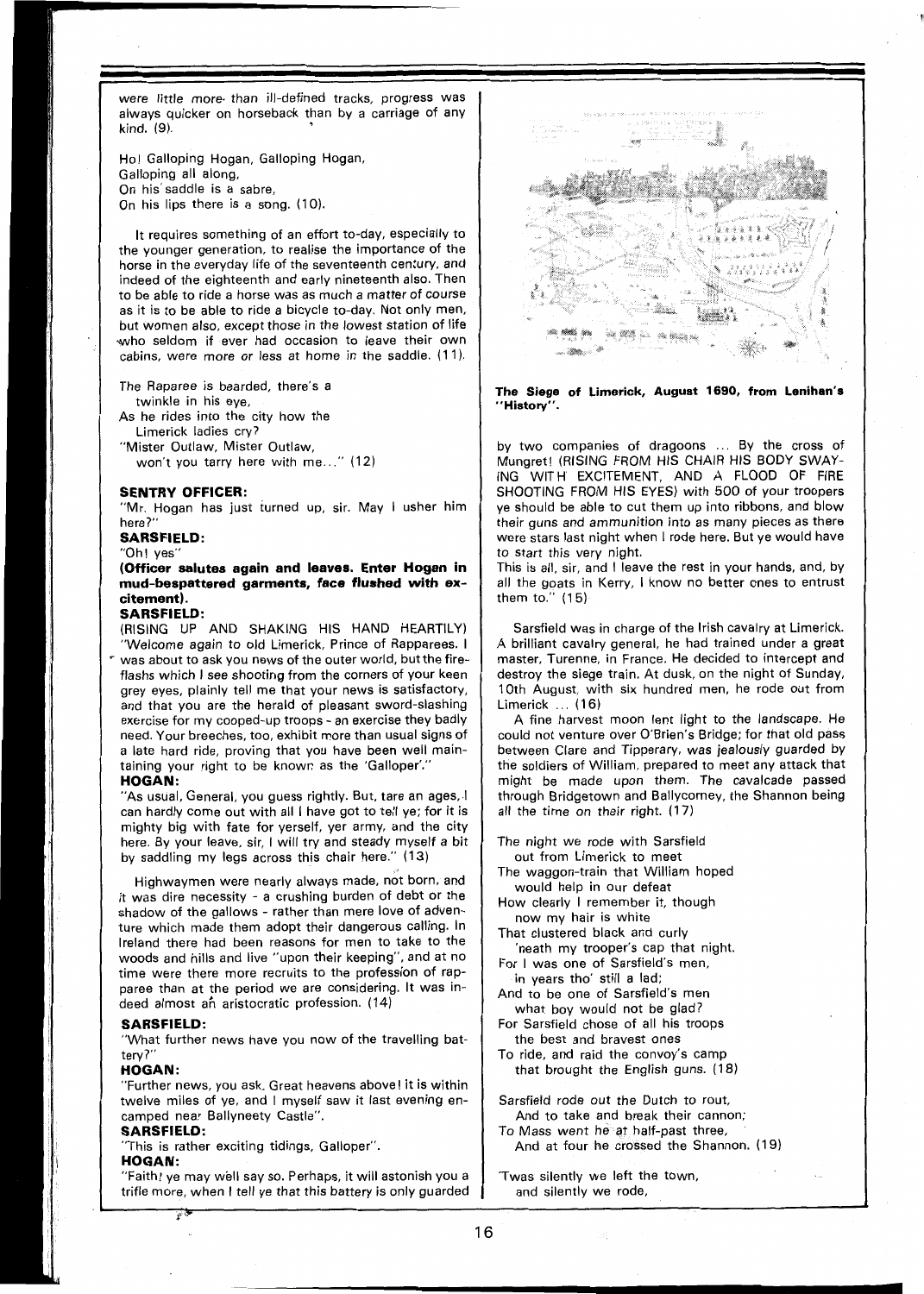were little more than ill-defined tracks, progress was always quicker on horseback than by a carriage of any kind. (9).

Ho! Galloping Hogan, Galloping Hogan,
Galloping all along,
On his saddle is a sabre,
On his lips there is a song. (10).

It requires something of an effort to-day, especially to the younger generation, to realise the importance of the horse in the everyday life of the seventeenth century, and indeed of the eighteenth and early nineteenth also. Then to be able to ride a horse was as much a matter of course as it is to be able to ride a bicycle to-day. Not only men, but women also, except those in the lowest station of life who seldom if ever had occasion to leave their own cabins, were more or less at home in the saddle. (11).

The Raparee is bearded, there's a
 twinkle in his eye,
As he rides into the city how the
 Limerick ladies cry?
"Mister Outlaw, Mister Outlaw,
 won't you tarry here with me..." (12)

**SENTRY OFFICER:**
"Mr. Hogan has just turned up, sir. May I usher him here?"

**SARSFIELD:**
"Oh! yes"

**(Officer salutes again and leaves. Enter Hogan in mud-bespattered garments, face flushed with excitement).**

**SARSFIELD:**
(RISING UP AND SHAKING HIS HAND HEARTILY) "Welcome again to old Limerick, Prince of Rapparees. I was about to ask you news of the outer world, but the fire-flashs which I see shooting from the corners of your keen grey eyes, plainly tell me that your news is satisfactory, and that you are the herald of pleasant sword-slashing exercise for my cooped-up troops - an exercise they badly need. Your breeches, too, exhibit more than usual signs of a late hard ride, proving that you have been well maintaining your right to be known as the 'Galloper'."

**HOGAN:**
"As usual, General, you guess rightly. But, tare an ages, I can hardly come out with all I have got to tell ye; for it is mighty big with fate for yerself, yer army, and the city here. By your leave, sir, I will try and steady myself a bit by saddling my legs across this chair here." (13)

Highwaymen were nearly always made, not born, and it was dire necessity - a crushing burden of debt or the shadow of the gallows - rather than mere love of adventure which made them adopt their dangerous calling. In Ireland there had been reasons for men to take to the woods and hills and live "upon their keeping", and at no time were there more recruits to the profession of rapparee than at the period we are considering. It was indeed almost an aristocratic profession. (14)

**SARSFIELD:**
"What further news have you now of the travelling battery?"

**HOGAN:**
"Further news, you ask. Great heavens above! it is within twelve miles of ye, and I myself saw it last evening encamped near Ballyneety Castle".

**SARSFIELD:**
"This is rather exciting tidings, Galloper".

**HOGAN:**
"Faith! ye may well say so. Perhaps, it will astonish you a trifle more, when I tell ye that this battery is only guarded by two companies of dragoons ... By the cross of Mungret! (RISING FROM HIS CHAIR HIS BODY SWAYING WITH EXCITEMENT, AND A FLOOD OF FIRE SHOOTING FROM HIS EYES) with 500 of your troopers ye should be able to cut them up into ribbons, and blow their guns and ammunition into as many pieces as there were stars last night when I rode here. But ye would have to start this very night.
This is all, sir, and I leave the rest in your hands, and, by all the goats in Kerry, I know no better ones to entrust them to." (15)

**The Siege of Limerick, August 1690, from Lenihan's "History".**

Sarsfield was in charge of the Irish cavalry at Limerick. A brilliant cavalry general, he had trained under a great master, Turenne, in France. He decided to intercept and destroy the siege train. At dusk, on the night of Sunday, 10th August, with six hundred men, he rode out from Limerick ... (16)

A fine harvest moon lent light to the landscape. He could not venture over O'Brien's Bridge; for that old pass between Clare and Tipperary, was jealously guarded by the soldiers of William, prepared to meet any attack that might be made upon them. The cavalcade passed through Bridgetown and Ballycorney, the Shannon being all the time on their right. (17)

The night we rode with Sarsfield
 out from Limerick to meet
The waggon-train that William hoped
 would help in our defeat
How clearly I remember it, though
 now my hair is white
That clustered black and curly
 'neath my trooper's cap that night.
For I was one of Sarsfield's men,
 in years tho' still a lad;
And to be one of Sarsfield's men
 what boy would not be glad?
For Sarsfield chose of all his troops
 the best and bravest ones
To ride, and raid the convoy's camp
 that brought the English guns. (18)

Sarsfield rode out the Dutch to rout,
 And to take and break their cannon;
To Mass went he at half-past three,
 And at four he crossed the Shannon. (19)

'Twas silently we left the town,
 and silently we rode,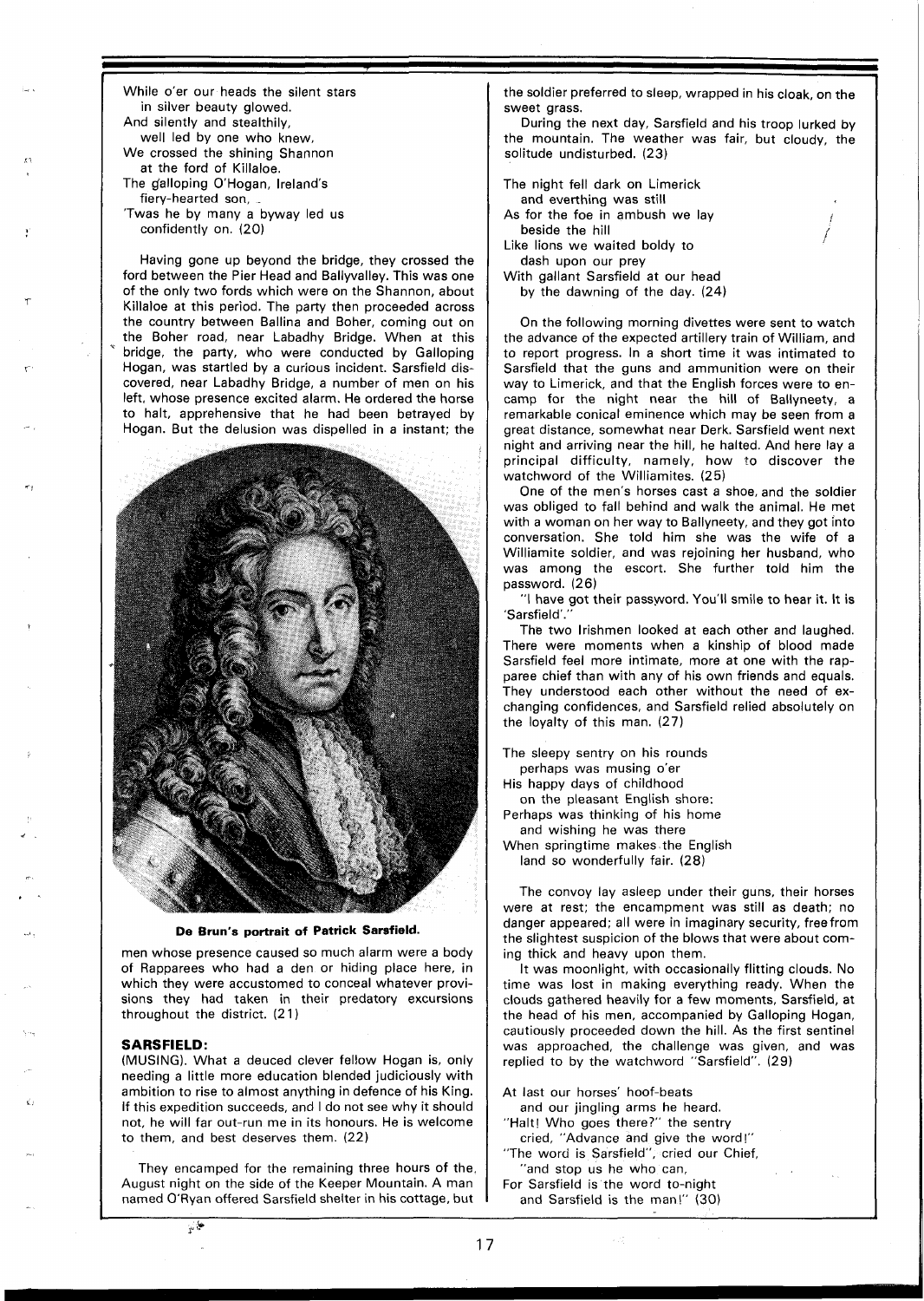While o'er our heads the silent stars
in silver beauty glowed.
And silently and stealthily,
well led by one who knew,
We crossed the shining Shannon
at the ford of Killaloe.
The galloping O'Hogan, Ireland's
fiery-hearted son,
'Twas he by many a byway led us
confidently on. (20)

Having gone up beyond the bridge, they crossed the ford between the Pier Head and Ballyvalley. This was one of the only two fords which were on the Shannon, about Killaloe at this period. The party then proceeded across the country between Ballina and Boher, coming out on the Boher road, near Labadhy Bridge. When at this bridge, the party, who were conducted by Galloping Hogan, was startled by a curious incident. Sarsfield discovered, near Labadhy Bridge, a number of men on his left, whose presence excited alarm. He ordered the horse to halt, apprehensive that he had been betrayed by Hogan. But the delusion was dispelled in a instant; the men whose presence caused so much alarm were a body of Rapparees who had a den or hiding place here, in which they were accustomed to conceal whatever provisions they had taken in their predatory excursions throughout the district. (21)

**De Brun's portrait of Patrick Sarsfield.**

### SARSFIELD:

(MUSING). What a deuced clever fellow Hogan is, only needing a little more education blended judiciously with ambition to rise to almost anything in defence of his King. If this expedition succeeds, and I do not see why it should not, he will far out-run me in its honours. He is welcome to them, and best deserves them. (22)

They encamped for the remaining three hours of the August night on the side of the Keeper Mountain. A man named O'Ryan offered Sarsfield shelter in his cottage, but the soldier preferred to sleep, wrapped in his cloak, on the sweet grass.

During the next day, Sarsfield and his troop lurked by the mountain. The weather was fair, but cloudy, the solitude undisturbed. (23)

The night fell dark on Limerick
and everthing was still
As for the foe in ambush we lay
beside the hill
Like lions we waited boldy to
dash upon our prey
With gallant Sarsfield at our head
by the dawning of the day. (24)

On the following morning divettes were sent to watch the advance of the expected artillery train of William, and to report progress. In a short time it was intimated to Sarsfield that the guns and ammunition were on their way to Limerick, and that the English forces were to encamp for the night near the hill of Ballyneety, a remarkable conical eminence which may be seen from a great distance, somewhat near Derk. Sarsfield went next night and arriving near the hill, he halted. And here lay a principal difficulty, namely, how to discover the watchword of the Williamites. (25)

One of the men's horses cast a shoe, and the soldier was obliged to fall behind and walk the animal. He met with a woman on her way to Ballyneety, and they got into conversation. She told him she was the wife of a Williamite soldier, and was rejoining her husband, who was among the escort. She further told him the password. (26)

"I have got their password. You'll smile to hear it. It is 'Sarsfield'."

The two Irishmen looked at each other and laughed. There were moments when a kinship of blood made Sarsfield feel more intimate, more at one with the rapparee chief than with any of his own friends and equals. They understood each other without the need of exchanging confidences, and Sarsfield relied absolutely on the loyalty of this man. (27)

The sleepy sentry on his rounds
perhaps was musing o'er
His happy days of childhood
on the pleasant English shore:
Perhaps was thinking of his home
and wishing he was there
When springtime makes the English
land so wonderfully fair. (28)

The convoy lay asleep under their guns, their horses were at rest; the encampment was still as death; no danger appeared; all were in imaginary security, free from the slightest suspicion of the blows that were about coming thick and heavy upon them.

It was moonlight, with occasionally flitting clouds. No time was lost in making everything ready. When the clouds gathered heavily for a few moments, Sarsfield, at the head of his men, accompanied by Galloping Hogan, cautiously proceeded down the hill. As the first sentinel was approached, the challenge was given, and was replied to by the watchword "Sarsfield". (29)

At last our horses' hoof-beats
and our jingling arms he heard.
"Halt! Who goes there?" the sentry
cried, "Advance and give the word!"
"The word is Sarsfield", cried our Chief,
"and stop us he who can,
For Sarsfield is the word to-night
and Sarsfield is the man!" (30)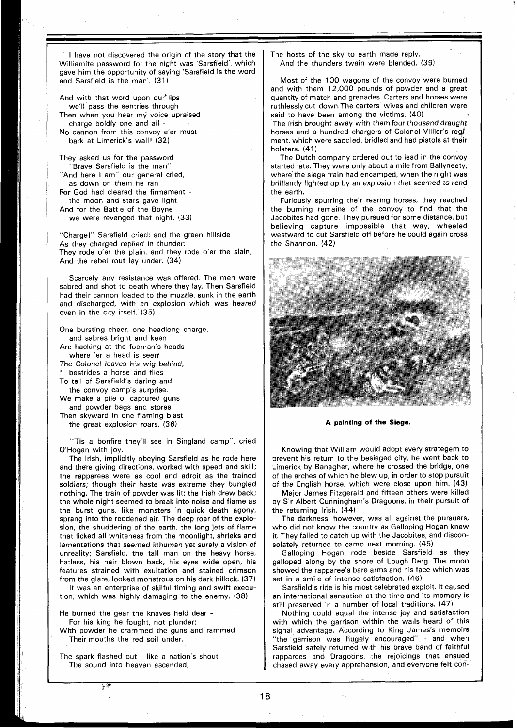I have not discovered the origin of the story that the Williamite password for the night was 'Sarsfield', which gave him the opportunity of saying 'Sarsfield is the word and Sarsfield is the man'. (31)

And with that word upon our lips
we'll pass the sentries through
Then when you hear my voice upraised
charge boldly one and all -
No cannon from this convoy e'er must
bark at Limerick's wall! (32)

They asked us for the password
"Brave Sarsfield is the man"
"And here I am" our general cried,
as down on them he ran
For God had cleared the firmament -
the moon and stars gave light
And for the Battle of the Boyne
we were revenged that night. (33)

"Charge!" Sarsfield cried: and the green hillside
As they charged replied in thunder:
They rode o'er the plain, and they rode o'er the slain,
And the rebel rout lay under. (34)

Scarcely any resistance was offered. The men were sabred and shot to death where they lay. Then Sarsfield had their cannon loaded to the muzzle, sunk in the earth and discharged, with an explosion which was heared even in the city itself.' (35)

One bursting cheer, one headlong charge,
and sabres bright and keen
Are hacking at the foeman's heads
where 'er a head is seen
The Colonel leaves his wig behind,
bestrides a horse and flies
To tell of Sarsfield's daring and
the convoy camp's surprise.
We make a pile of captured guns
and powder bags and stores,
Then skyward in one flaming blast
the great explosion roars. (36)

"'Tis a bonfire they'll see in Singland camp", cried O'Hogan with joy.

The Irish, implicitly obeying Sarsfield as he rode here and there giving directions, worked with speed and skill; the rapparees were as cool and adroit as the trained soldiers; though their haste was extreme they bungled nothing. The train of powder was lit; the Irish drew back; the whole night seemed to break into noise and flame as the burst guns, like monsters in quick death agony, sprang into the reddened air. The deep roar of the explosion, the shuddering of the earth, the long jets of flame that licked all whiteness from the moonlight, shrieks and lamentations that seemed inhuman yet surely a vision of unreality; Sarsfield, the tall man on the heavy horse, hatless, his hair blown back, his eyes wide open, his features strained with exultation and stained crimson from the glare, looked monstrous on his dark hillock. (37)

It was an enterprise of skilful timing and swift execution, which was highly damaging to the enemy. (38)

He burned the gear the knaves held dear -
For his king he fought, not plunder;
With powder he crammed the guns and rammed
Their mouths the red soil under.

The spark flashed out - like a nation's shout
The sound into heaven ascended;
The hosts of the sky to earth made reply.
And the thunders twain were blended. (39)

Most of the 100 wagons of the convoy were burned and with them 12,000 pounds of powder and a great quantity of match and grenades. Carters and horses were ruthlessly cut down. The carters' wives and children were said to have been among the victims. (40)

The Irish brought away with them four thousand draught horses and a hundred chargers of Colonel Villier's regiment, which were saddled, bridled and had pistols at their holsters. (41)

The Dutch company ordered out to lead in the convoy started late. They were only about a mile from Ballyneety, where the siege train had encamped, when the night was brilliantly lighted up by an explosion that seemed to rend the earth.

Furiously spurring their rearing horses, they reached the burning remains of the convoy to find that the Jacobites had gone. They pursued for some distance, but believing capture impossible that way, wheeled westward to cut Sarsfield off before he could again cross the Shannon. (42)

**A painting of the Siege.**

Knowing that William would adopt every strategem to prevent his return to the besieged city, he went back to Limerick by Banagher, where he crossed the bridge, one of the arches of which he blew up, in order to stop pursuit of the English horse, which were close upon him. (43)

Major James Fitzgerald and fifteen others were killed by Sir Albert Cunningham's Dragoons, in their pursuit of the returning Irish. (44)

The darkness, however, was all against the pursuers, who did not know the country as Galloping Hogan knew it. They failed to catch up with the Jacobites, and disconsolately returned to camp next morning. (45)

Galloping Hogan rode beside Sarsfield as they galloped along by the shore of Lough Derg. The moon showed the rapparee's bare arms and his face which was set in a smile of intense satisfaction. (46)

Sarsfield's ride is his most celebrated exploit. It caused an international sensation at the time and its memory is still preserved in a number of local traditions. (47)

Nothing could equal the intense joy and satisfaction with which the garrison within the walls heard of this signal advantage. According to King James's memoirs "the garrison was hugely encouraged" - and when Sarsfield safely returned with his brave band of faithful rapparees and Dragoons, the rejoicings that ensued chased away every apprehension, and everyone felt con-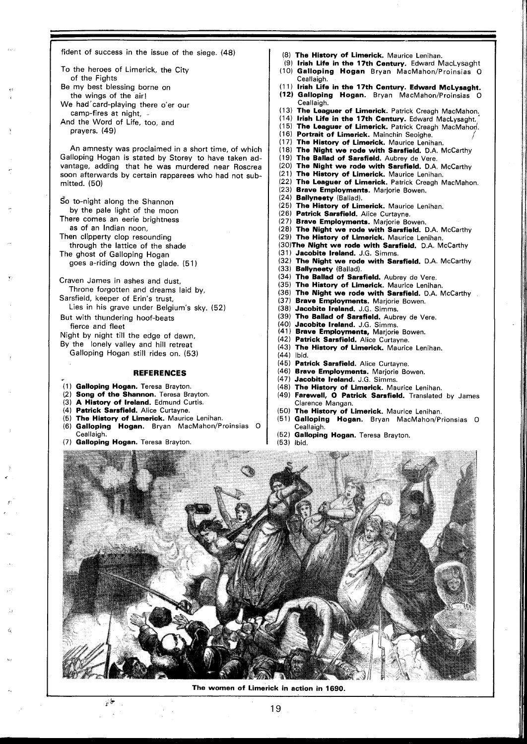fident of success in the issue of the siege. (48)

To the heroes of Limerick, the City
of the Fights
Be my best blessing borne on
the wings of the air!
We had card-playing there o'er our
camp-fires at night,
And the Word of Life, too, and
prayers. (49)

An amnesty was proclaimed in a short time, of which Galloping Hogan is stated by Storey to have taken advantage, adding that he was murdered near Roscrea soon afterwards by certain rapparees who had not submitted. (50)

So to-night along the Shannon
by the pale light of the moon
There comes an eerie brightness
as of an Indian noon,
Then clipperty clop resounding
through the lattice of the shade
The ghost of Galloping Hogan
goes a-riding down the glade. (51)

Craven James in ashes and dust,
Throne forgotten and dreams laid by,
Sarsfield, keeper of Erin's trust,
Lies in his grave under Belgium's sky. (52)
But with thundering hoof-beats
fierce and fleet
Night by night till the edge of dawn,
By the lonely valley and hill retreat
Galloping Hogan still rides on. (53)

## REFERENCES

(1) **Galloping Hogan.** Teresa Brayton.
(2) **Song of the Shannon.** Teresa Brayton.
(3) **A History of Ireland.** Edmund Curtis.
(4) **Patrick Sarsfield.** Alice Curtayne.
(5) **The History of Limerick.** Maurice Lenihan.
(6) **Galloping Hogan.** Bryan MacMahon/Proinsias O Ceallaigh.
(7) **Galloping Hogan.** Teresa Brayton.
(8) **The History of Limerick.** Maurice Lenihan.
(9) **Irish Life in the 17th Century.** Edward MacLysaght
(10) **Galloping Hogan** Bryan MacMahon/Proinsias O Ceallaigh.
(11) **Irish Life in the 17th Century. Edward McLysaght.**
(12) **Galloping Hogan.** Bryan MacMahon/Proinsias O Ceallaigh.
(13) **The Leaguer of Limerick.** Patrick Creagh MacMahon.
(14) **Irish Life in the 17th Century.** Edward MacLysaght.
(15) **The Leaguer of Limerick.** Patrick Creagh MacMahon.
(16) **Portrait of Limerick.** Mainchin Seoighe.
(17) **The History of Limerick.** Maurice Lenihan.
(18) **The Night we rode with Sarsfield.** D.A. McCarthy
(19) **The Ballad of Sarsfield.** Aubrey de Vere.
(20) **The Night we rode with Sarsfield.** D.A. McCarthy
(21) **The History of Limerick.** Maurice Lenihan.
(22) **The Leaguer of Limerick.** Patrick Creagh MacMahon.
(23) **Brave Employments.** Marjorie Bowen.
(24) **Ballyneety** (Ballad).
(25) **The History of Limerick.** Maurice Lenihan.
(26) **Patrick Sarsfield.** Alice Curtayne.
(27) **Brave Employments.** Marjorie Bowen.
(28) **The Night we rode with Sarsfield.** D.A. McCarthy
(29) **The History of Limerick.** Maurice Lenihan.
(30) **The Night we rode with Sarsfield.** D.A. McCarthy
(31) **Jacobite Ireland.** J.G. Simms.
(32) **The Night we rode with Sarsfield.** D.A. McCarthy
(33) **Ballyneety** (Ballad).
(34) **The Ballad of Sarsfield.** Aubrey de Vere.
(35) **The History of Limerick.** Maurice Lenihan.
(36) **The Night we rode with Sarsfield.** D.A. McCarthy
(37) **Brave Employments.** Marjorie Bowen.
(38) **Jacobite Ireland.** J.G. Simms.
(39) **The Ballad of Sarsfield.** Aubrey de Vere.
(40) **Jacobite Ireland.** J.G. Simms.
(41) **Brave Employments,** Marjorie Bowen.
(42) **Patrick Sarsfield.** Alice Curtayne.
(43) **The History of Limerick.** Maurice Lenihan.
(44) Ibid.
(45) **Patrick Sarsfield.** Alice Curtayne.
(46) **Brave Employments.** Marjorie Bowen.
(47) **Jacobite Ireland.** J.G. Simms.
(48) **The History of Limerick.** Maurice Lenihan.
(49) **Farewell, O Patrick Sarsfield.** Translated by James Clarence Mangan.
(50) **The History of Limerick.** Maurice Lenihan.
(51) **Galloping Hogan.** Bryan MacMahon/Prionsias O Ceallaigh.
(52) **Galloping Hogan.** Teresa Brayton.
(53) Ibid.

**The women of Limerick in action in 1690.**